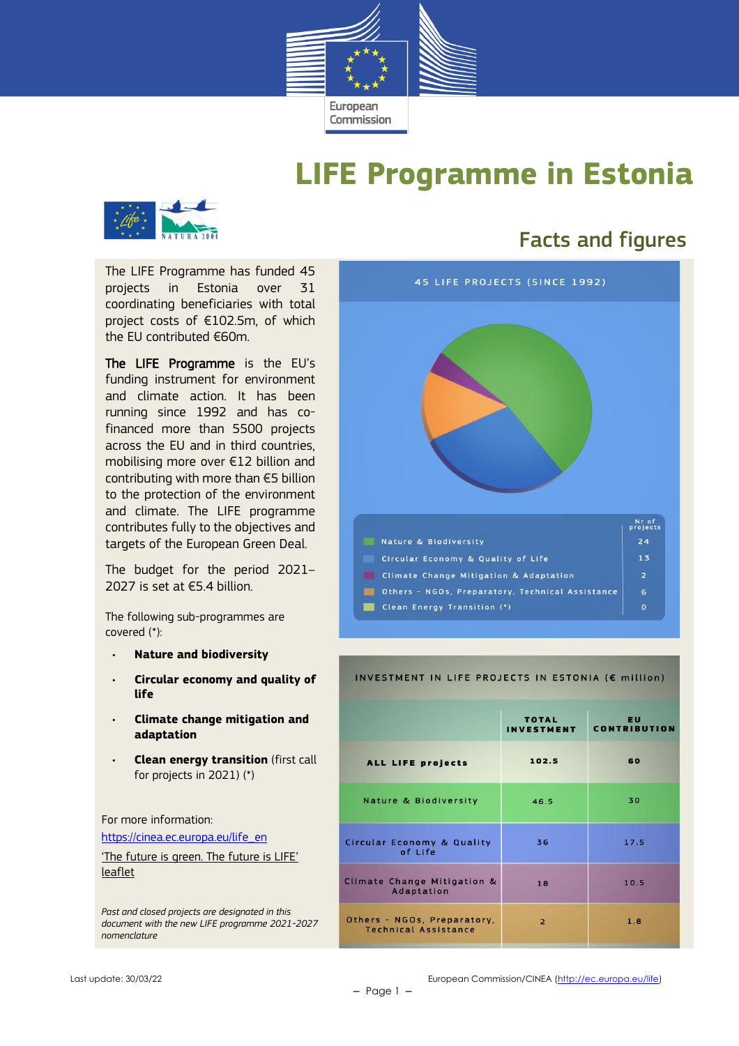# LIFE Programme in Estonia

## Facts and figures

The LIFE Programme has funded 45 projects in Estonia over 31 coordinating beneficiaries with total project costs of €102.5m, of which the EU contributed €60m.

**The LIFE Programme** is the EU's funding instrument for environment and climate action. It has been running since 1992 and has co-financed more than 5500 projects across the EU and in third countries, mobilising more over €12 billion and contributing with more than €5 billion to the protection of the environment and climate. The LIFE programme contributes fully to the objectives and targets of the European Green Deal.

The budget for the period 2021–2027 is set at €5.4 billion.

The following sub-programmes are covered (*):

- **Nature and biodiversity**
- **Circular economy and quality of life**
- **Climate change mitigation and adaptation**
- **Clean energy transition** (first call for projects in 2021) (*)

For more information:

https://cinea.ec.europa.eu/life_en

'The future is green. The future is LIFE' leaflet

*Past and closed projects are designated in this document with the new LIFE programme 2021-2027 nomenclature*

### 45 LIFE PROJECTS (SINCE 1992)

| | Nr of projects |
|---|---|
| Nature & Biodiversity | 24 |
| Circular Economy & Quality of Life | 13 |
| Climate Change Mitigation & Adaptation | 2 |
| Others - NGOs, Preparatory, Technical Assistance | 6 |
| Clean Energy Transition (*) | 0 |

### INVESTMENT IN LIFE PROJECTS IN ESTONIA (€ million)

| | TOTAL INVESTMENT | EU CONTRIBUTION |
|---|---|---|
| **ALL LIFE projects** | 102.5 | 60 |
| Nature & Biodiversity | 46.5 | 30 |
| Circular Economy & Quality of Life | 36 | 17.5 |
| Climate Change Mitigation & Adaptation | 18 | 10.5 |
| Others - NGOs, Preparatory, Technical Assistance | 2 | 1.8 |

Last update: 30/03/22

European Commission/CINEA (http://ec.europa.eu/life)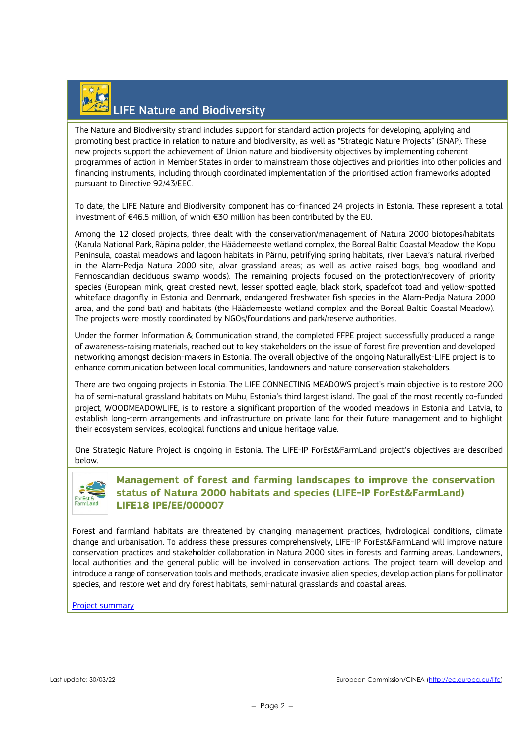# LIFE Nature and Biodiversity

The Nature and Biodiversity strand includes support for standard action projects for developing, applying and promoting best practice in relation to nature and biodiversity, as well as "Strategic Nature Projects" (SNAP). These new projects support the achievement of Union nature and biodiversity objectives by implementing coherent programmes of action in Member States in order to mainstream those objectives and priorities into other policies and financing instruments, including through coordinated implementation of the prioritised action frameworks adopted pursuant to Directive 92/43/EEC.

To date, the LIFE Nature and Biodiversity component has co-financed 24 projects in Estonia. These represent a total investment of €46.5 million, of which €30 million has been contributed by the EU.

Among the 12 closed projects, three dealt with the conservation/management of Natura 2000 biotopes/habitats (Karula National Park, Räpina polder, the Häädemeeste wetland complex, the Boreal Baltic Coastal Meadow, the Kopu Peninsula, coastal meadows and lagoon habitats in Pärnu, petrifying spring habitats, river Laeva's natural riverbed in the Alam-Pedja Natura 2000 site, alvar grassland areas; as well as active raised bogs, bog woodland and Fennoscandian deciduous swamp woods). The remaining projects focused on the protection/recovery of priority species (European mink, great crested newt, lesser spotted eagle, black stork, spadefoot toad and yellow-spotted whiteface dragonfly in Estonia and Denmark, endangered freshwater fish species in the Alam-Pedja Natura 2000 area, and the pond bat) and habitats (the Häädemeeste wetland complex and the Boreal Baltic Coastal Meadow). The projects were mostly coordinated by NGOs/foundations and park/reserve authorities.

Under the former Information & Communication strand, the completed FFPE project successfully produced a range of awareness-raising materials, reached out to key stakeholders on the issue of forest fire prevention and developed networking amongst decision-makers in Estonia. The overall objective of the ongoing NaturallyEst-LIFE project is to enhance communication between local communities, landowners and nature conservation stakeholders.

There are two ongoing projects in Estonia. The LIFE CONNECTING MEADOWS project's main objective is to restore 200 ha of semi-natural grassland habitats on Muhu, Estonia's third largest island. The goal of the most recently co-funded project, WOODMEADOWLIFE, is to restore a significant proportion of the wooded meadows in Estonia and Latvia, to establish long-term arrangements and infrastructure on private land for their future management and to highlight their ecosystem services, ecological functions and unique heritage value.

One Strategic Nature Project is ongoing in Estonia. The LIFE-IP ForEst&FarmLand project's objectives are described below.

## Management of forest and farming landscapes to improve the conservation status of Natura 2000 habitats and species (LIFE-IP ForEst&FarmLand) LIFE18 IPE/EE/000007

Forest and farmland habitats are threatened by changing management practices, hydrological conditions, climate change and urbanisation. To address these pressures comprehensively, LIFE-IP ForEst&FarmLand will improve nature conservation practices and stakeholder collaboration in Natura 2000 sites in forests and farming areas. Landowners, local authorities and the general public will be involved in conservation actions. The project team will develop and introduce a range of conservation tools and methods, eradicate invasive alien species, develop action plans for pollinator species, and restore wet and dry forest habitats, semi-natural grasslands and coastal areas.

Project summary

Last update: 30/03/22

European Commission/CINEA (http://ec.europa.eu/life)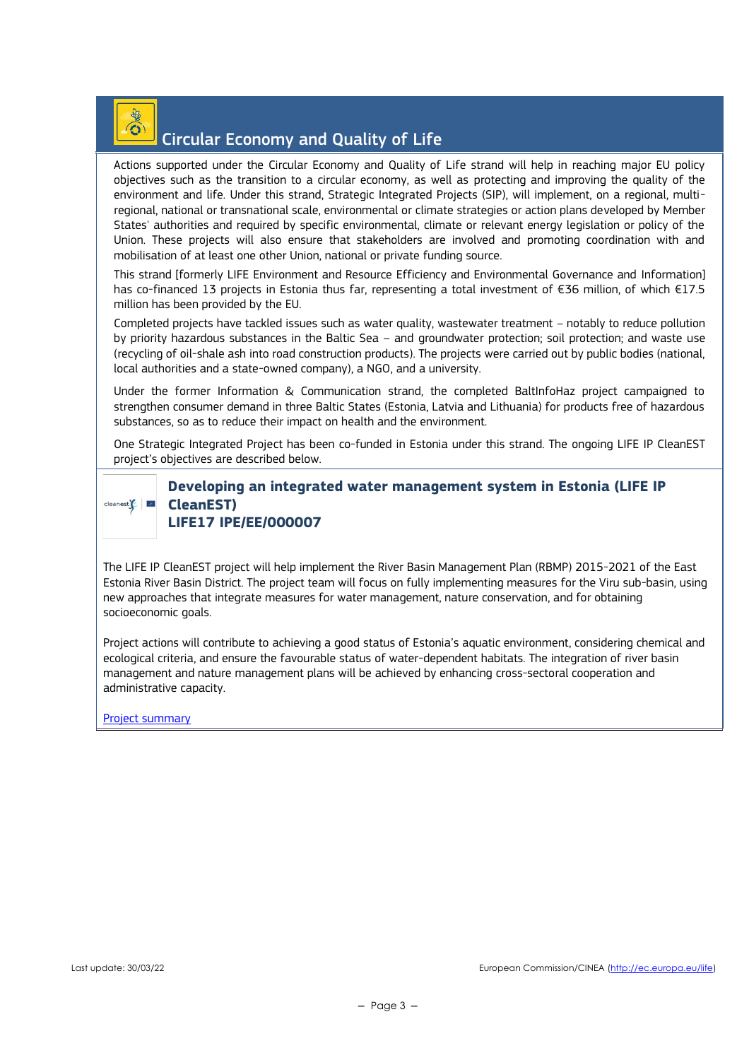## Circular Economy and Quality of Life

Actions supported under the Circular Economy and Quality of Life strand will help in reaching major EU policy objectives such as the transition to a circular economy, as well as protecting and improving the quality of the environment and life. Under this strand, Strategic Integrated Projects (SIP), will implement, on a regional, multi-regional, national or transnational scale, environmental or climate strategies or action plans developed by Member States' authorities and required by specific environmental, climate or relevant energy legislation or policy of the Union. These projects will also ensure that stakeholders are involved and promoting coordination with and mobilisation of at least one other Union, national or private funding source.

This strand [formerly LIFE Environment and Resource Efficiency and Environmental Governance and Information] has co-financed 13 projects in Estonia thus far, representing a total investment of €36 million, of which €17.5 million has been provided by the EU.

Completed projects have tackled issues such as water quality, wastewater treatment – notably to reduce pollution by priority hazardous substances in the Baltic Sea – and groundwater protection; soil protection; and waste use (recycling of oil-shale ash into road construction products). The projects were carried out by public bodies (national, local authorities and a state-owned company), a NGO, and a university.

Under the former Information & Communication strand, the completed BaltInfoHaz project campaigned to strengthen consumer demand in three Baltic States (Estonia, Latvia and Lithuania) for products free of hazardous substances, so as to reduce their impact on health and the environment.

One Strategic Integrated Project has been co-funded in Estonia under this strand. The ongoing LIFE IP CleanEST project's objectives are described below.

### Developing an integrated water management system in Estonia (LIFE IP CleanEST)
### LIFE17 IPE/EE/000007

The LIFE IP CleanEST project will help implement the River Basin Management Plan (RBMP) 2015-2021 of the East Estonia River Basin District. The project team will focus on fully implementing measures for the Viru sub-basin, using new approaches that integrate measures for water management, nature conservation, and for obtaining socioeconomic goals.

Project actions will contribute to achieving a good status of Estonia's aquatic environment, considering chemical and ecological criteria, and ensure the favourable status of water-dependent habitats. The integration of river basin management and nature management plans will be achieved by enhancing cross-sectoral cooperation and administrative capacity.

Project summary

Last update: 30/03/22

European Commission/CINEA (http://ec.europa.eu/life)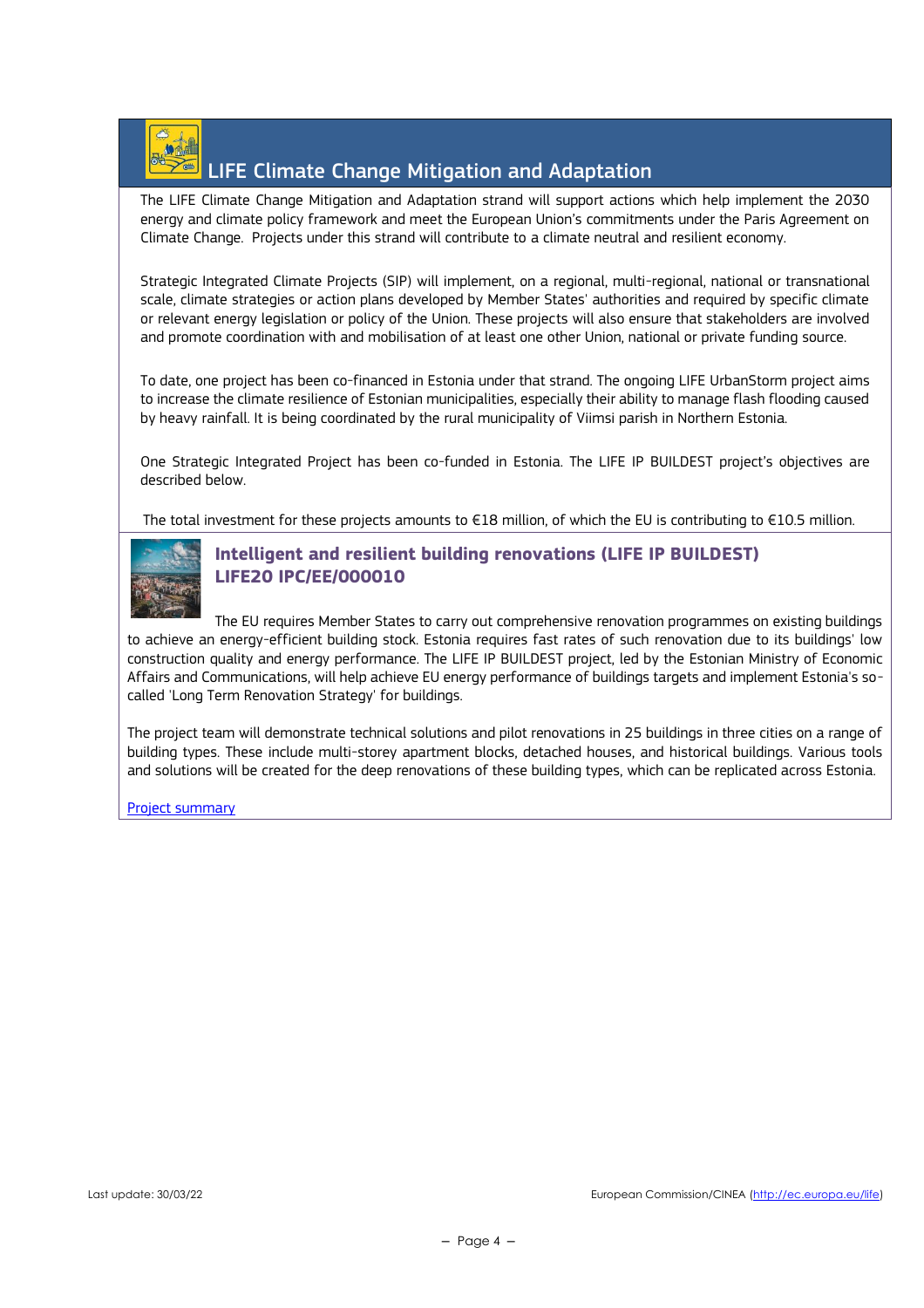## LIFE Climate Change Mitigation and Adaptation

The LIFE Climate Change Mitigation and Adaptation strand will support actions which help implement the 2030 energy and climate policy framework and meet the European Union's commitments under the Paris Agreement on Climate Change. Projects under this strand will contribute to a climate neutral and resilient economy.

Strategic Integrated Climate Projects (SIP) will implement, on a regional, multi-regional, national or transnational scale, climate strategies or action plans developed by Member States' authorities and required by specific climate or relevant energy legislation or policy of the Union. These projects will also ensure that stakeholders are involved and promote coordination with and mobilisation of at least one other Union, national or private funding source.

To date, one project has been co-financed in Estonia under that strand. The ongoing LIFE UrbanStorm project aims to increase the climate resilience of Estonian municipalities, especially their ability to manage flash flooding caused by heavy rainfall. It is being coordinated by the rural municipality of Viimsi parish in Northern Estonia.

One Strategic Integrated Project has been co-funded in Estonia. The LIFE IP BUILDEST project's objectives are described below.

The total investment for these projects amounts to €18 million, of which the EU is contributing to €10.5 million.

### Intelligent and resilient building renovations (LIFE IP BUILDEST) LIFE20 IPC/EE/000010

The EU requires Member States to carry out comprehensive renovation programmes on existing buildings to achieve an energy-efficient building stock. Estonia requires fast rates of such renovation due to its buildings' low construction quality and energy performance. The LIFE IP BUILDEST project, led by the Estonian Ministry of Economic Affairs and Communications, will help achieve EU energy performance of buildings targets and implement Estonia's so-called 'Long Term Renovation Strategy' for buildings.

The project team will demonstrate technical solutions and pilot renovations in 25 buildings in three cities on a range of building types. These include multi-storey apartment blocks, detached houses, and historical buildings. Various tools and solutions will be created for the deep renovations of these building types, which can be replicated across Estonia.

Project summary

Last update: 30/03/22

European Commission/CINEA (http://ec.europa.eu/life)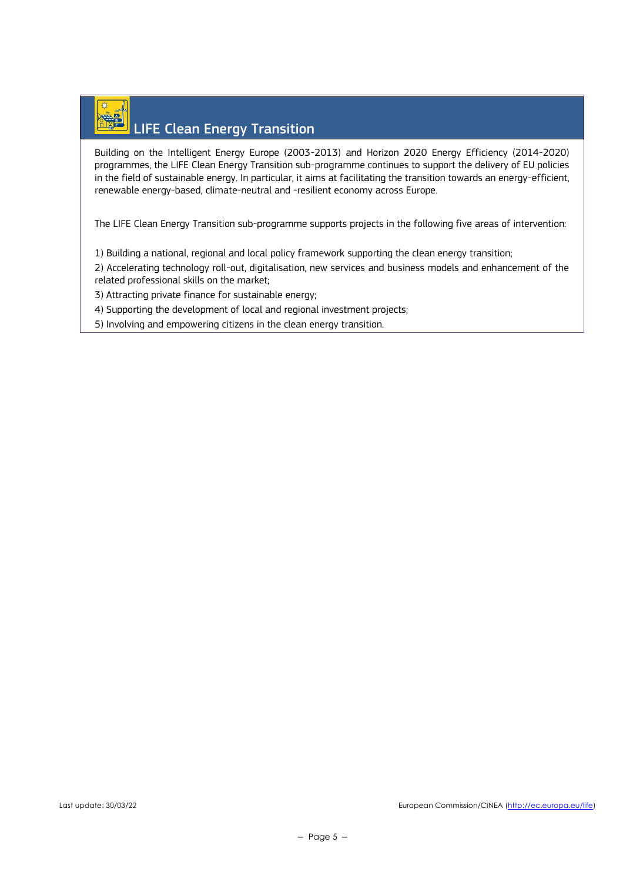## LIFE Clean Energy Transition

Building on the Intelligent Energy Europe (2003-2013) and Horizon 2020 Energy Efficiency (2014-2020) programmes, the LIFE Clean Energy Transition sub-programme continues to support the delivery of EU policies in the field of sustainable energy. In particular, it aims at facilitating the transition towards an energy-efficient, renewable energy-based, climate-neutral and -resilient economy across Europe.

The LIFE Clean Energy Transition sub-programme supports projects in the following five areas of intervention:

1) Building a national, regional and local policy framework supporting the clean energy transition;
2) Accelerating technology roll-out, digitalisation, new services and business models and enhancement of the related professional skills on the market;
3) Attracting private finance for sustainable energy;
4) Supporting the development of local and regional investment projects;
5) Involving and empowering citizens in the clean energy transition.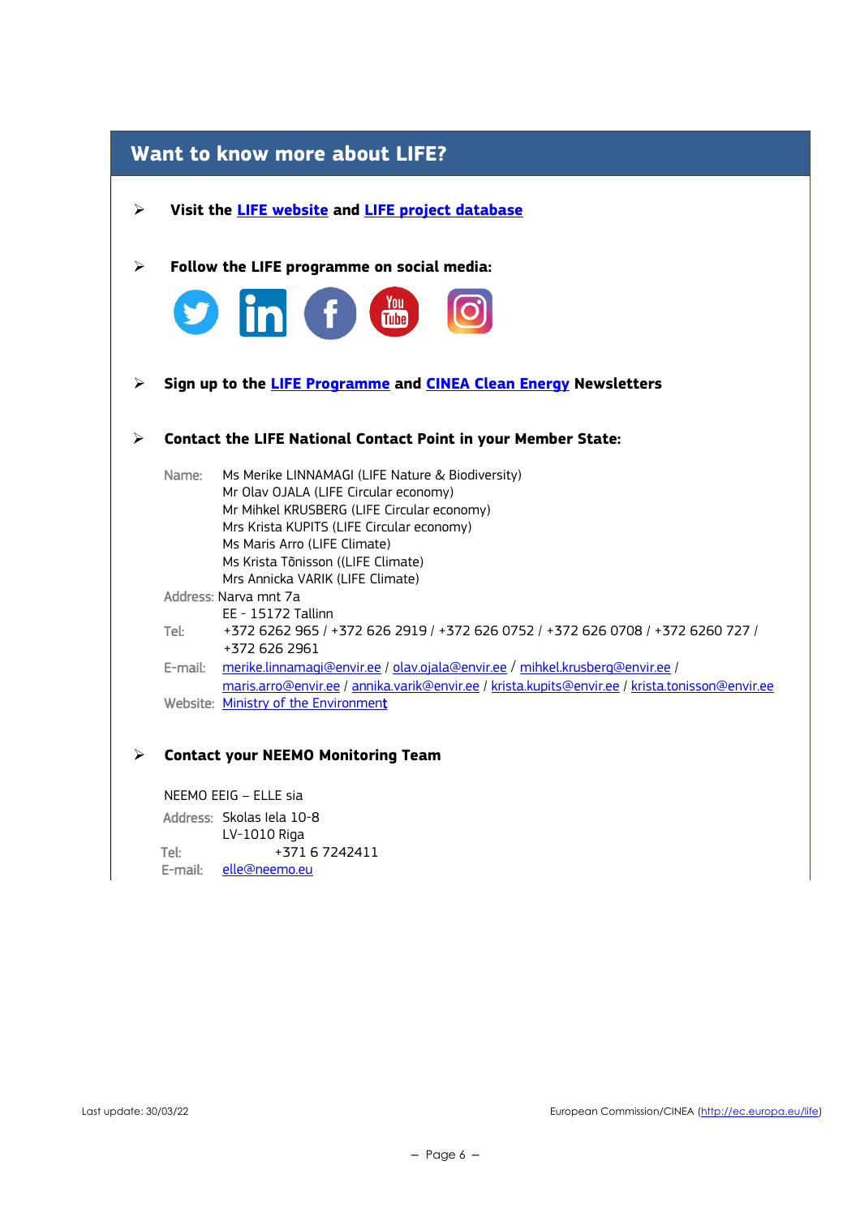## Want to know more about LIFE?

- **Visit the LIFE website and LIFE project database**

- **Follow the LIFE programme on social media:**

- **Sign up to the LIFE Programme and CINEA Clean Energy Newsletters**

- **Contact the LIFE National Contact Point in your Member State:**

  Name: Ms Merike LINNAMAGI (LIFE Nature & Biodiversity)
  Mr Olav OJALA (LIFE Circular economy)
  Mr Mihkel KRUSBERG (LIFE Circular economy)
  Mrs Krista KUPITS (LIFE Circular economy)
  Ms Maris Arro (LIFE Climate)
  Ms Krista Tõnisson ((LIFE Climate)
  Mrs Annicka VARIK (LIFE Climate)
  Address: Narva mnt 7a
  EE - 15172 Tallinn
  Tel: +372 6262 965 / +372 626 2919 / +372 626 0752 / +372 626 0708 / +372 6260 727 / +372 626 2961
  E-mail: merike.linnamagi@envir.ee / olav.ojala@envir.ee / mihkel.krusberg@envir.ee / maris.arro@envir.ee / annika.varik@envir.ee / krista.kupits@envir.ee / krista.tonisson@envir.ee
  Website: Ministry of the Environment

- **Contact your NEEMO Monitoring Team**

  NEEMO EEIG – ELLE sia
  Address: Skolas Iela 10-8
  LV-1010 Riga
  Tel: +371 6 7242411
  E-mail: elle@neemo.eu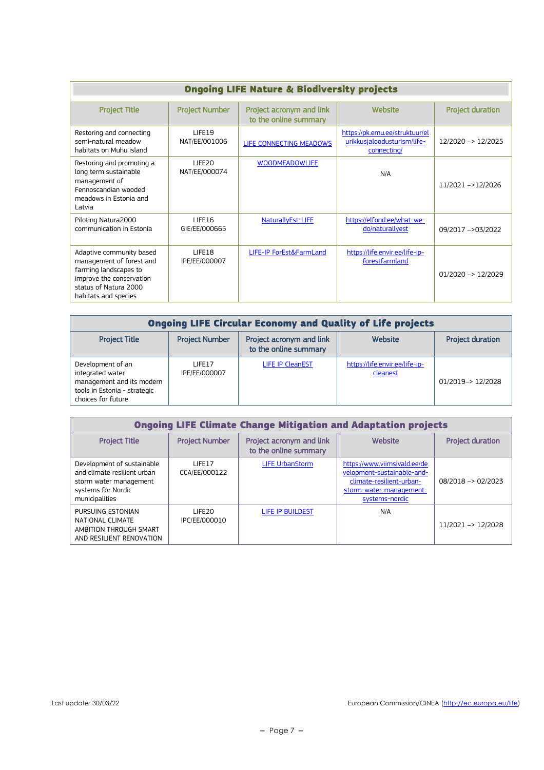| Ongoing LIFE Nature & Biodiversity projects | | | | |
|---|---|---|---|---|
| Project Title | Project Number | Project acronym and link to the online summary | Website | Project duration |
| Restoring and connecting semi-natural meadow habitats on Muhu island | LIFE19 NAT/EE/001006 | LIFE CONNECTING MEADOWS | https://pk.emu.ee/struktuur/elurikkusjaloodusturism/life-connecting/ | 12/2020 –> 12/2025 |
| Restoring and promoting a long term sustainable management of Fennoscandian wooded meadows in Estonia and Latvia | LIFE20 NAT/EE/000074 | WOODMEADOWLIFE | N/A | 11/2021 –>12/2026 |
| Piloting Natura2000 communication in Estonia | LIFE16 GIE/EE/000665 | NaturallyEst-LIFE | https://elfond.ee/what-we-do/naturallyest | 09/2017 –>03/2022 |
| Adaptive community based management of forest and farming landscapes to improve the conservation status of Natura 2000 habitats and species | LIFE18 IPE/EE/000007 | LIFE-IP ForEst&FarmLand | https://life.envir.ee/life-ip-forestfarmland | 01/2020 –> 12/2029 |

| Ongoing LIFE Circular Economy and Quality of Life projects | | | | |
|---|---|---|---|---|
| Project Title | Project Number | Project acronym and link to the online summary | Website | Project duration |
| Development of an integrated water management and its modern tools in Estonia - strategic choices for future | LIFE17 IPE/EE/000007 | LIFE IP CleanEST | https://life.envir.ee/life-ip-cleanest | 01/2019–> 12/2028 |

| Ongoing LIFE Climate Change Mitigation and Adaptation projects | | | | |
|---|---|---|---|---|
| Project Title | Project Number | Project acronym and link to the online summary | Website | Project duration |
| Development of sustainable and climate resilient urban storm water management systems for Nordic municipalities | LIFE17 CCA/EE/000122 | LIFE UrbanStorm | https://www.viimsivald.ee/development-sustainable-and-climate-resilient-urban-storm-water-management-systems-nordic | 08/2018 –> 02/2023 |
| PURSUING ESTONIAN NATIONAL CLIMATE AMBITION THROUGH SMART AND RESILIENT RENOVATION | LIFE20 IPC/EE/000010 | LIFE IP BUILDEST | N/A | 11/2021 –> 12/2028 |

Last update: 30/03/22

European Commission/CINEA (http://ec.europa.eu/life)